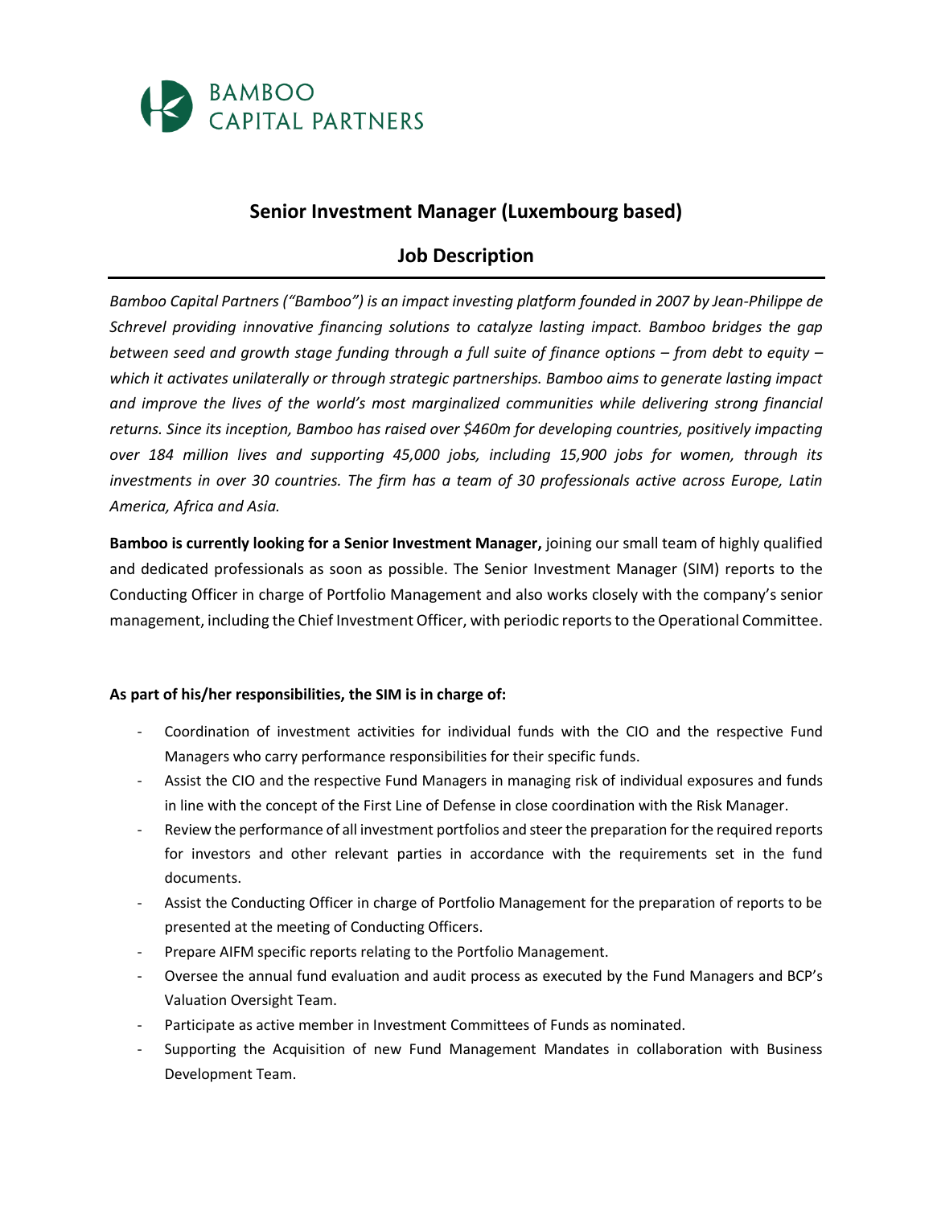BAMBOO
CAPITAL PARTNERS

# Senior Investment Manager (Luxembourg based)

## Job Description

---

*Bamboo Capital Partners ("Bamboo") is an impact investing platform founded in 2007 by Jean-Philippe de Schrevel providing innovative financing solutions to catalyze lasting impact. Bamboo bridges the gap between seed and growth stage funding through a full suite of finance options – from debt to equity – which it activates unilaterally or through strategic partnerships. Bamboo aims to generate lasting impact and improve the lives of the world's most marginalized communities while delivering strong financial returns. Since its inception, Bamboo has raised over $460m for developing countries, positively impacting over 184 million lives and supporting 45,000 jobs, including 15,900 jobs for women, through its investments in over 30 countries. The firm has a team of 30 professionals active across Europe, Latin America, Africa and Asia.*

**Bamboo is currently looking for a Senior Investment Manager,** joining our small team of highly qualified and dedicated professionals as soon as possible. The Senior Investment Manager (SIM) reports to the Conducting Officer in charge of Portfolio Management and also works closely with the company's senior management, including the Chief Investment Officer, with periodic reports to the Operational Committee.

**As part of his/her responsibilities, the SIM is in charge of:**

- Coordination of investment activities for individual funds with the CIO and the respective Fund Managers who carry performance responsibilities for their specific funds.
- Assist the CIO and the respective Fund Managers in managing risk of individual exposures and funds in line with the concept of the First Line of Defense in close coordination with the Risk Manager.
- Review the performance of all investment portfolios and steer the preparation for the required reports for investors and other relevant parties in accordance with the requirements set in the fund documents.
- Assist the Conducting Officer in charge of Portfolio Management for the preparation of reports to be presented at the meeting of Conducting Officers.
- Prepare AIFM specific reports relating to the Portfolio Management.
- Oversee the annual fund evaluation and audit process as executed by the Fund Managers and BCP's Valuation Oversight Team.
- Participate as active member in Investment Committees of Funds as nominated.
- Supporting the Acquisition of new Fund Management Mandates in collaboration with Business Development Team.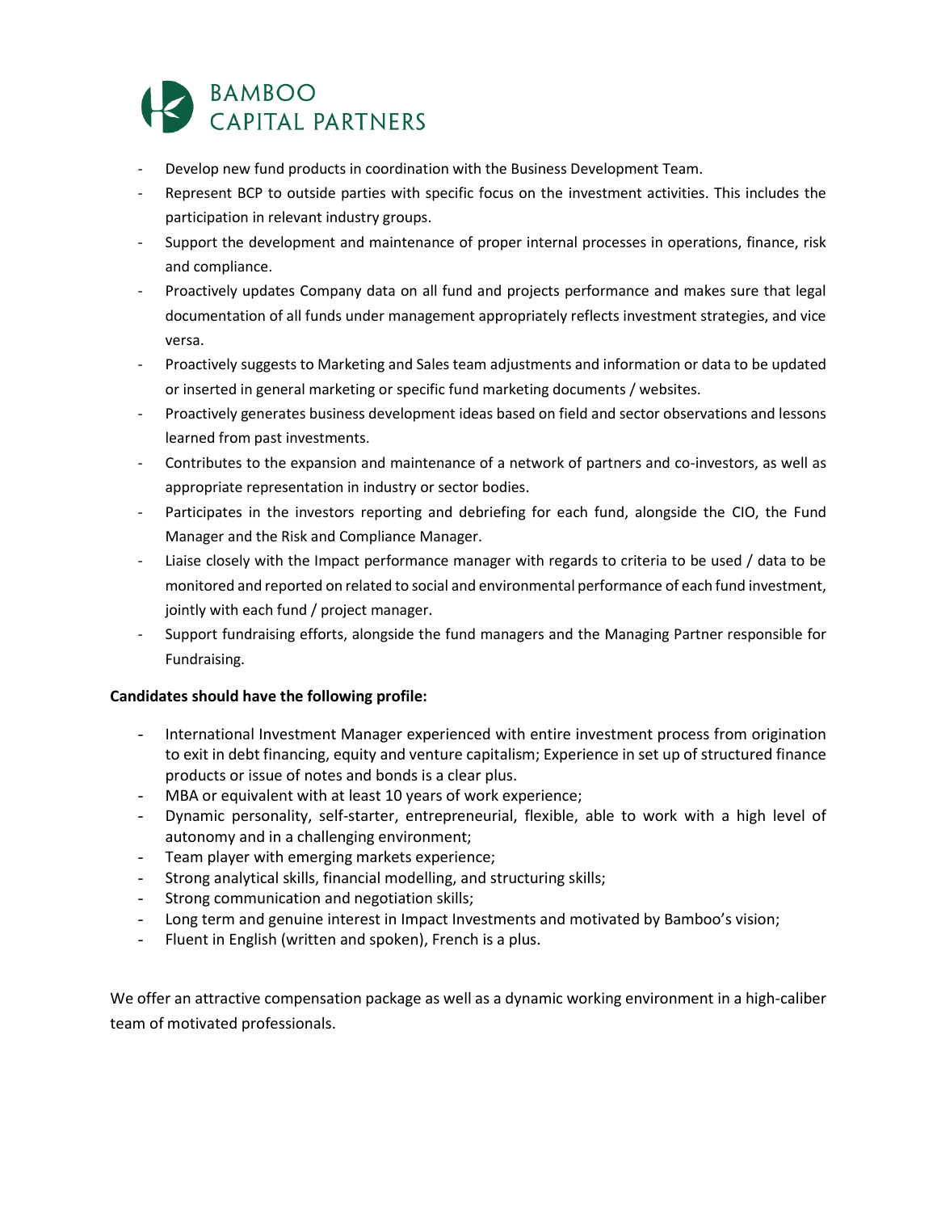- Develop new fund products in coordination with the Business Development Team.
- Represent BCP to outside parties with specific focus on the investment activities. This includes the participation in relevant industry groups.
- Support the development and maintenance of proper internal processes in operations, finance, risk and compliance.
- Proactively updates Company data on all fund and projects performance and makes sure that legal documentation of all funds under management appropriately reflects investment strategies, and vice versa.
- Proactively suggests to Marketing and Sales team adjustments and information or data to be updated or inserted in general marketing or specific fund marketing documents / websites.
- Proactively generates business development ideas based on field and sector observations and lessons learned from past investments.
- Contributes to the expansion and maintenance of a network of partners and co-investors, as well as appropriate representation in industry or sector bodies.
- Participates in the investors reporting and debriefing for each fund, alongside the CIO, the Fund Manager and the Risk and Compliance Manager.
- Liaise closely with the Impact performance manager with regards to criteria to be used / data to be monitored and reported on related to social and environmental performance of each fund investment, jointly with each fund / project manager.
- Support fundraising efforts, alongside the fund managers and the Managing Partner responsible for Fundraising.

**Candidates should have the following profile:**

- International Investment Manager experienced with entire investment process from origination to exit in debt financing, equity and venture capitalism; Experience in set up of structured finance products or issue of notes and bonds is a clear plus.
- MBA or equivalent with at least 10 years of work experience;
- Dynamic personality, self-starter, entrepreneurial, flexible, able to work with a high level of autonomy and in a challenging environment;
- Team player with emerging markets experience;
- Strong analytical skills, financial modelling, and structuring skills;
- Strong communication and negotiation skills;
- Long term and genuine interest in Impact Investments and motivated by Bamboo's vision;
- Fluent in English (written and spoken), French is a plus.

We offer an attractive compensation package as well as a dynamic working environment in a high-caliber team of motivated professionals.